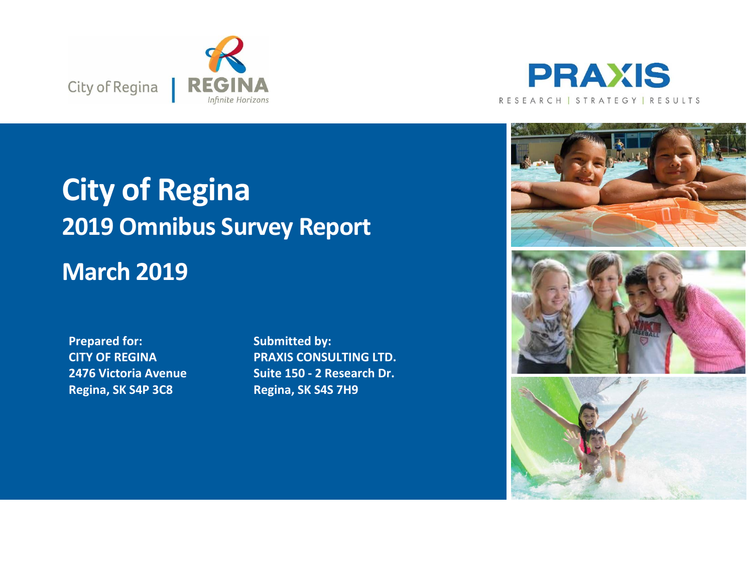# City of Regina

## 2019 Omnibus Survey Report

## March 2019

**Prepared for:**
**CITY OF REGINA**
**2476 Victoria Avenue**
**Regina, SK S4P 3C8**

**Submitted by:**
**PRAXIS CONSULTING LTD.**
**Suite 150 - 2 Research Dr.**
**Regina, SK S4S 7H9**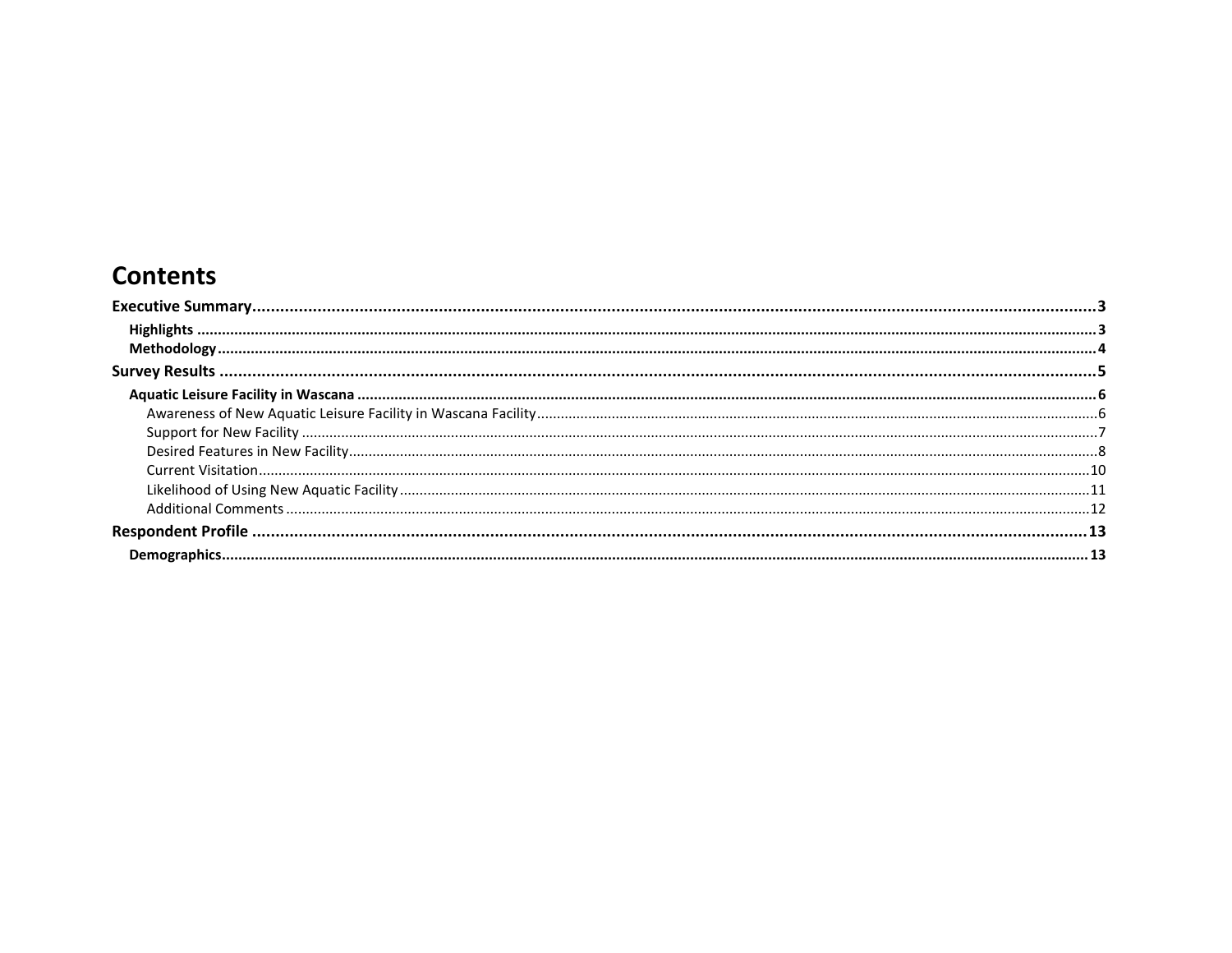# Contents

**Executive Summary** .......... **3**

- **Highlights** .......... **3**
- **Methodology** .......... **4**

**Survey Results** .......... **5**

- **Aquatic Leisure Facility in Wascana** .......... **6**
  - Awareness of New Aquatic Leisure Facility in Wascana Facility .......... 6
  - Support for New Facility .......... 7
  - Desired Features in New Facility .......... 8
  - Current Visitation .......... 10
  - Likelihood of Using New Aquatic Facility .......... 11
  - Additional Comments .......... 12

**Respondent Profile** .......... **13**

- **Demographics** .......... **13**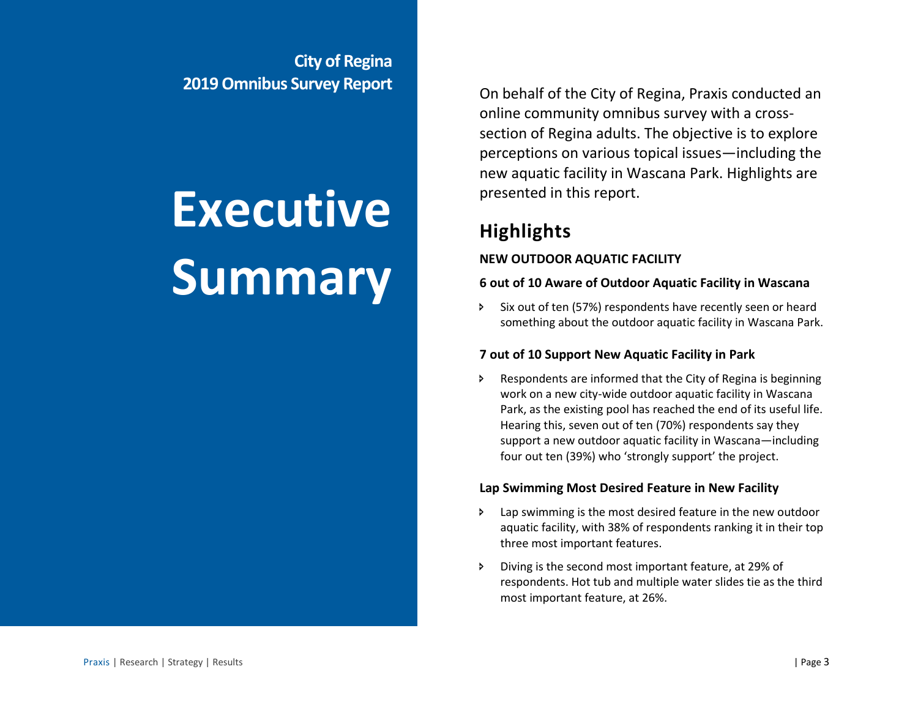**City of Regina**
**2019 Omnibus Survey Report**

# Executive Summary

On behalf of the City of Regina, Praxis conducted an online community omnibus survey with a cross-section of Regina adults. The objective is to explore perceptions on various topical issues—including the new aquatic facility in Wascana Park. Highlights are presented in this report.

## Highlights

**NEW OUTDOOR AQUATIC FACILITY**

### 6 out of 10 Aware of Outdoor Aquatic Facility in Wascana

- Six out of ten (57%) respondents have recently seen or heard something about the outdoor aquatic facility in Wascana Park.

### 7 out of 10 Support New Aquatic Facility in Park

- Respondents are informed that the City of Regina is beginning work on a new city-wide outdoor aquatic facility in Wascana Park, as the existing pool has reached the end of its useful life. Hearing this, seven out of ten (70%) respondents say they support a new outdoor aquatic facility in Wascana—including four out ten (39%) who 'strongly support' the project.

### Lap Swimming Most Desired Feature in New Facility

- Lap swimming is the most desired feature in the new outdoor aquatic facility, with 38% of respondents ranking it in their top three most important features.
- Diving is the second most important feature, at 29% of respondents. Hot tub and multiple water slides tie as the third most important feature, at 26%.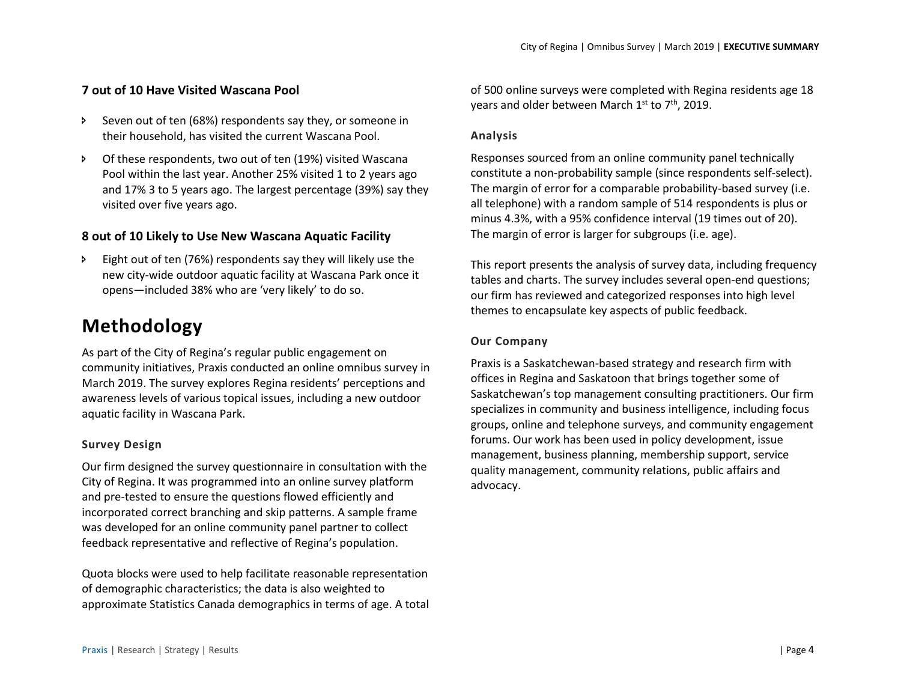### 7 out of 10 Have Visited Wascana Pool

- Seven out of ten (68%) respondents say they, or someone in their household, has visited the current Wascana Pool.
- Of these respondents, two out of ten (19%) visited Wascana Pool within the last year. Another 25% visited 1 to 2 years ago and 17% 3 to 5 years ago. The largest percentage (39%) say they visited over five years ago.

### 8 out of 10 Likely to Use New Wascana Aquatic Facility

- Eight out of ten (76%) respondents say they will likely use the new city-wide outdoor aquatic facility at Wascana Park once it opens—included 38% who are 'very likely' to do so.

# Methodology

As part of the City of Regina's regular public engagement on community initiatives, Praxis conducted an online omnibus survey in March 2019. The survey explores Regina residents' perceptions and awareness levels of various topical issues, including a new outdoor aquatic facility in Wascana Park.

#### Survey Design

Our firm designed the survey questionnaire in consultation with the City of Regina. It was programmed into an online survey platform and pre-tested to ensure the questions flowed efficiently and incorporated correct branching and skip patterns. A sample frame was developed for an online community panel partner to collect feedback representative and reflective of Regina's population.

Quota blocks were used to help facilitate reasonable representation of demographic characteristics; the data is also weighted to approximate Statistics Canada demographics in terms of age. A total of 500 online surveys were completed with Regina residents age 18 years and older between March 1st to 7th, 2019.

#### Analysis

Responses sourced from an online community panel technically constitute a non-probability sample (since respondents self-select). The margin of error for a comparable probability-based survey (i.e. all telephone) with a random sample of 514 respondents is plus or minus 4.3%, with a 95% confidence interval (19 times out of 20). The margin of error is larger for subgroups (i.e. age).

This report presents the analysis of survey data, including frequency tables and charts. The survey includes several open-end questions; our firm has reviewed and categorized responses into high level themes to encapsulate key aspects of public feedback.

#### Our Company

Praxis is a Saskatchewan-based strategy and research firm with offices in Regina and Saskatoon that brings together some of Saskatchewan's top management consulting practitioners. Our firm specializes in community and business intelligence, including focus groups, online and telephone surveys, and community engagement forums. Our work has been used in policy development, issue management, business planning, membership support, service quality management, community relations, public affairs and advocacy.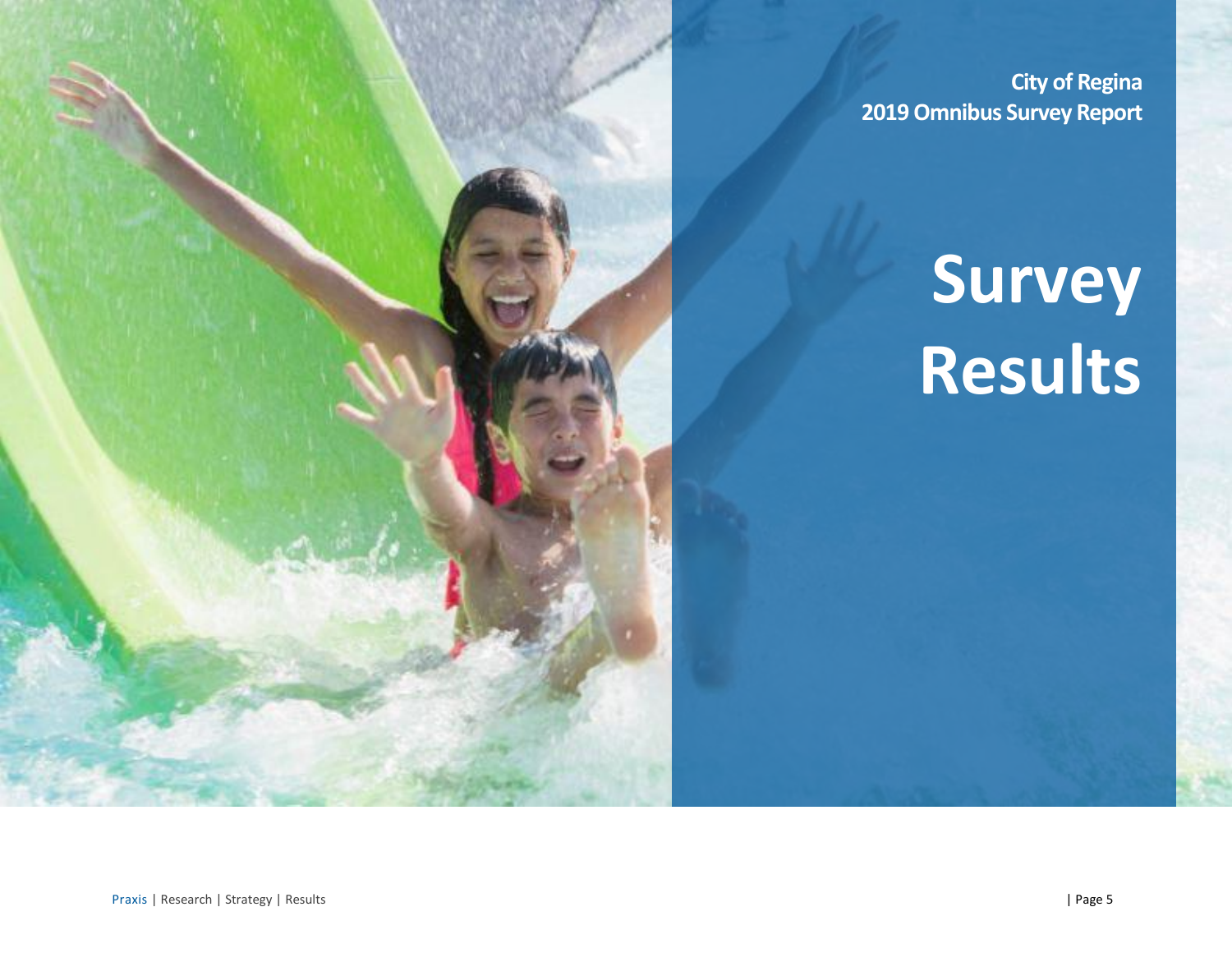City of Regina
2019 Omnibus Survey Report

# Survey Results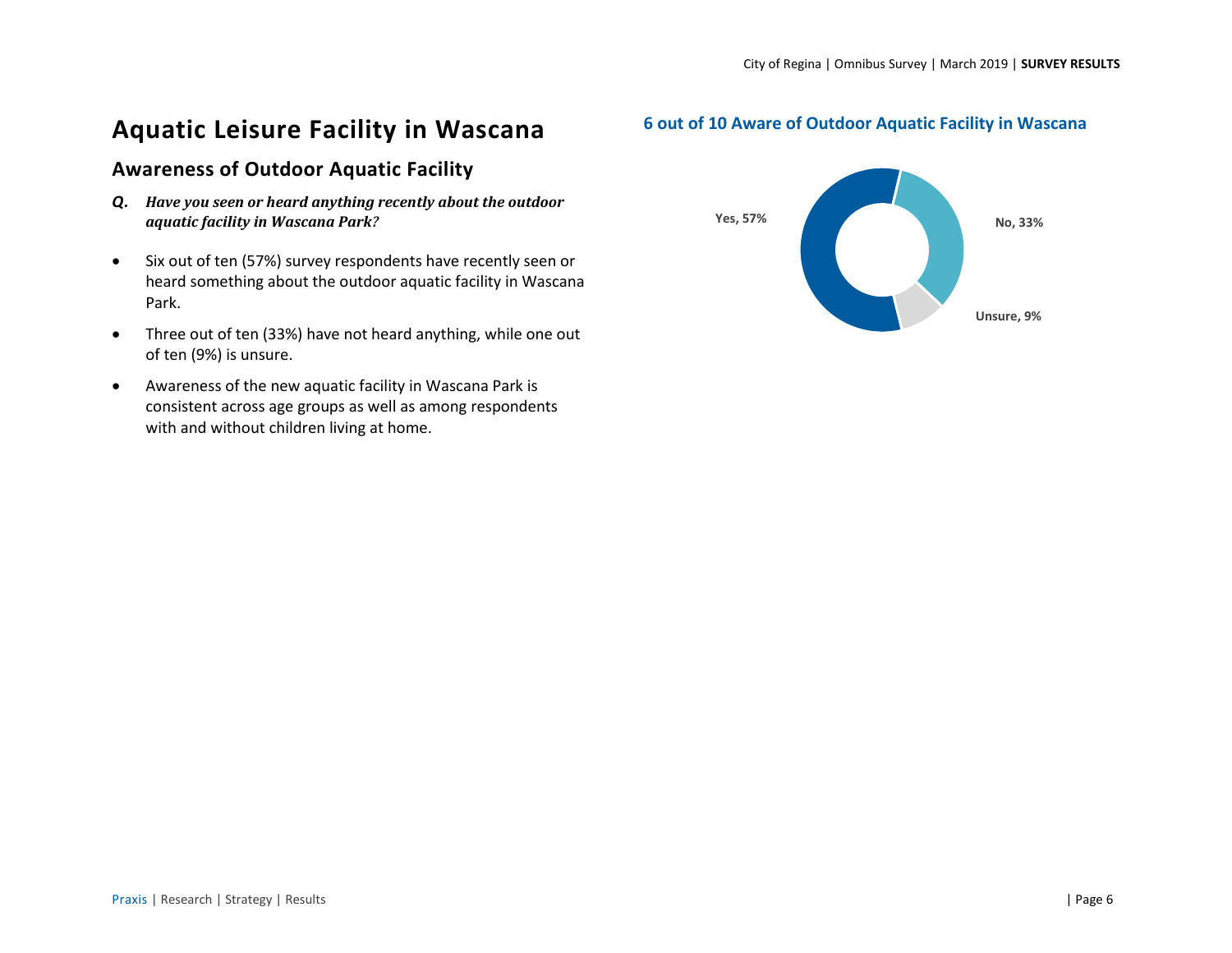# Aquatic Leisure Facility in Wascana

## Awareness of Outdoor Aquatic Facility

***Q. Have you seen or heard anything recently about the outdoor aquatic facility in Wascana Park?***

- Six out of ten (57%) survey respondents have recently seen or heard something about the outdoor aquatic facility in Wascana Park.
- Three out of ten (33%) have not heard anything, while one out of ten (9%) is unsure.
- Awareness of the new aquatic facility in Wascana Park is consistent across age groups as well as among respondents with and without children living at home.

**6 out of 10 Aware of Outdoor Aquatic Facility in Wascana**

| Response | % |
|---|---|
| Yes | 57% |
| No | 33% |
| Unsure | 9% |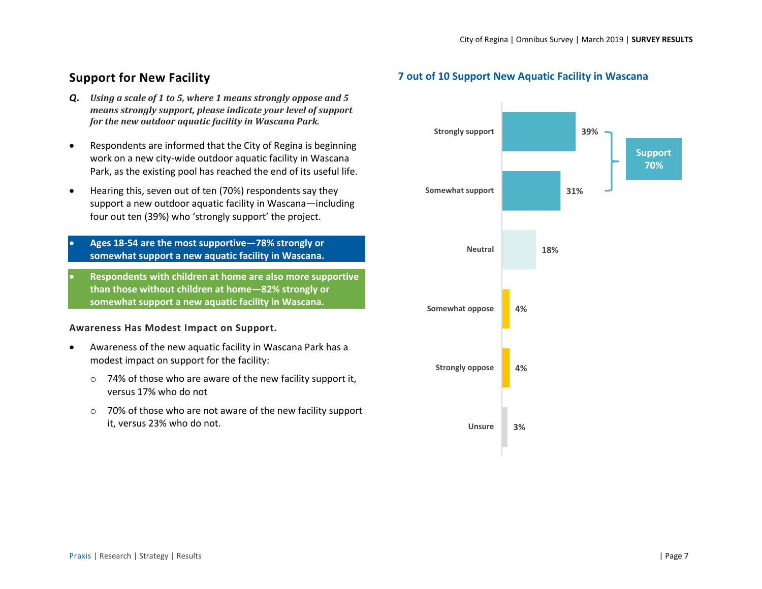## Support for New Facility

***Q.*** ***Using a scale of 1 to 5, where 1 means strongly oppose and 5 means strongly support, please indicate your level of support for the new outdoor aquatic facility in Wascana Park.***

- Respondents are informed that the City of Regina is beginning work on a new city-wide outdoor aquatic facility in Wascana Park, as the existing pool has reached the end of its useful life.
- Hearing this, seven out of ten (70%) respondents say they support a new outdoor aquatic facility in Wascana—including four out ten (39%) who 'strongly support' the project.
- **Ages 18-54 are the most supportive—78% strongly or somewhat support a new aquatic facility in Wascana.**
- **Respondents with children at home are also more supportive than those without children at home—82% strongly or somewhat support a new aquatic facility in Wascana.**

**Awareness Has Modest Impact on Support.**

- Awareness of the new aquatic facility in Wascana Park has a modest impact on support for the facility:
  - 74% of those who are aware of the new facility support it, versus 17% who do not
  - 70% of those who are not aware of the new facility support it, versus 23% who do not.

### 7 out of 10 Support New Aquatic Facility in Wascana

| Response | % |
|---|---|
| Strongly support | 39% |
| Somewhat support | 31% |
| Neutral | 18% |
| Somewhat oppose | 4% |
| Strongly oppose | 4% |
| Unsure | 3% |

Support 70%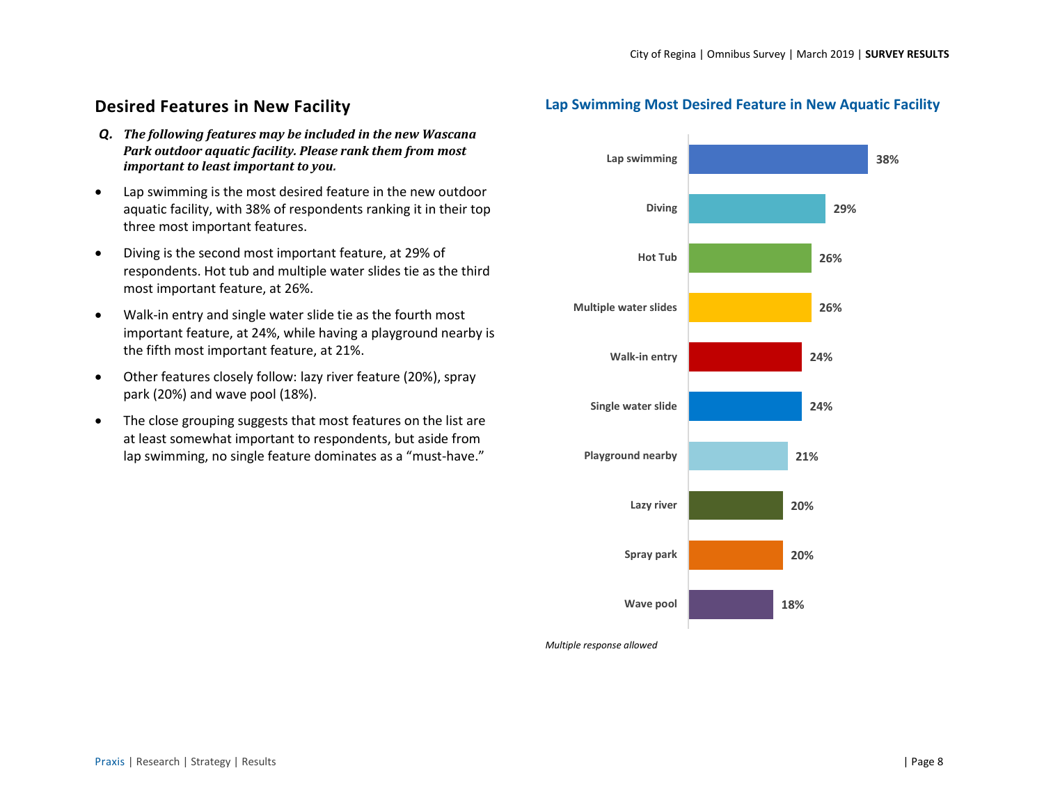## Desired Features in New Facility

***Q. The following features may be included in the new Wascana Park outdoor aquatic facility. Please rank them from most important to least important to you.***

- Lap swimming is the most desired feature in the new outdoor aquatic facility, with 38% of respondents ranking it in their top three most important features.
- Diving is the second most important feature, at 29% of respondents. Hot tub and multiple water slides tie as the third most important feature, at 26%.
- Walk-in entry and single water slide tie as the fourth most important feature, at 24%, while having a playground nearby is the fifth most important feature, at 21%.
- Other features closely follow: lazy river feature (20%), spray park (20%) and wave pool (18%).
- The close grouping suggests that most features on the list are at least somewhat important to respondents, but aside from lap swimming, no single feature dominates as a "must-have."

### Lap Swimming Most Desired Feature in New Aquatic Facility

| Feature | % |
|---|---|
| Lap swimming | 38% |
| Diving | 29% |
| Hot Tub | 26% |
| Multiple water slides | 26% |
| Walk-in entry | 24% |
| Single water slide | 24% |
| Playground nearby | 21% |
| Lazy river | 20% |
| Spray park | 20% |
| Wave pool | 18% |

*Multiple response allowed*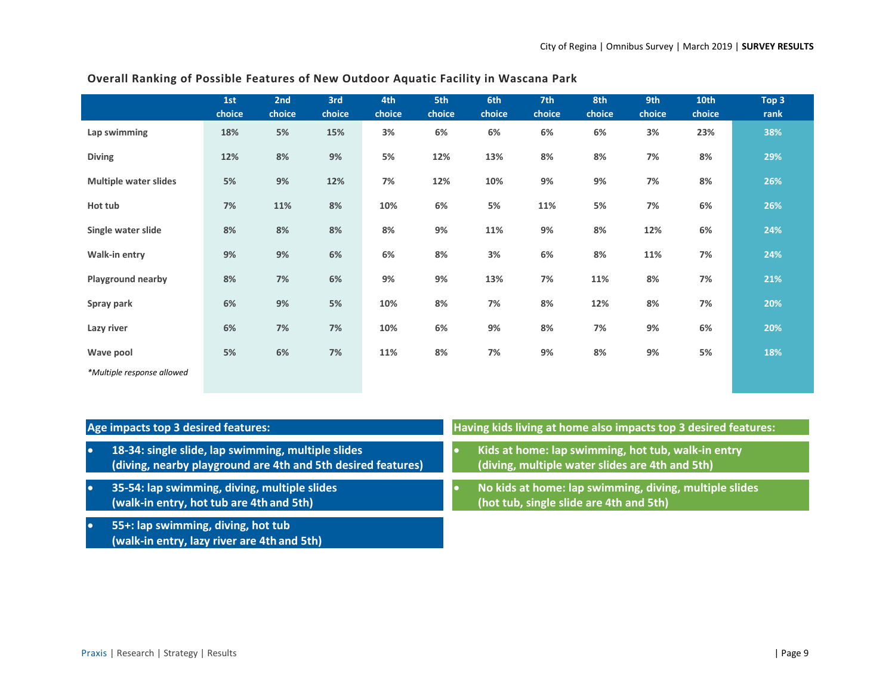## Overall Ranking of Possible Features of New Outdoor Aquatic Facility in Wascana Park

| | 1st choice | 2nd choice | 3rd choice | 4th choice | 5th choice | 6th choice | 7th choice | 8th choice | 9th choice | 10th choice | Top 3 rank |
|---|---|---|---|---|---|---|---|---|---|---|---|
| **Lap swimming** | 18% | 5% | 15% | 3% | 6% | 6% | 6% | 6% | 3% | 23% | 38% |
| **Diving** | 12% | 8% | 9% | 5% | 12% | 13% | 8% | 8% | 7% | 8% | 29% |
| **Multiple water slides** | 5% | 9% | 12% | 7% | 12% | 10% | 9% | 9% | 7% | 8% | 26% |
| **Hot tub** | 7% | 11% | 8% | 10% | 6% | 5% | 11% | 5% | 7% | 6% | 26% |
| **Single water slide** | 8% | 8% | 8% | 8% | 9% | 11% | 9% | 8% | 12% | 6% | 24% |
| **Walk-in entry** | 9% | 9% | 6% | 6% | 8% | 3% | 6% | 8% | 11% | 7% | 24% |
| **Playground nearby** | 8% | 7% | 6% | 9% | 9% | 13% | 7% | 11% | 8% | 7% | 21% |
| **Spray park** | 6% | 9% | 5% | 10% | 8% | 7% | 8% | 12% | 8% | 7% | 20% |
| **Lazy river** | 6% | 7% | 7% | 10% | 6% | 9% | 8% | 7% | 9% | 6% | 20% |
| **Wave pool** | 5% | 6% | 7% | 11% | 8% | 7% | 9% | 8% | 9% | 5% | 18% |

*\*Multiple response allowed*

**Age impacts top 3 desired features:**

- **18-34: single slide, lap swimming, multiple slides (diving, nearby playground are 4th and 5th desired features)**
- **35-54: lap swimming, diving, multiple slides (walk-in entry, hot tub are 4th and 5th)**
- **55+: lap swimming, diving, hot tub (walk-in entry, lazy river are 4th and 5th)**

**Having kids living at home also impacts top 3 desired features:**

- **Kids at home: lap swimming, hot tub, walk-in entry (diving, multiple water slides are 4th and 5th)**
- **No kids at home: lap swimming, diving, multiple slides (hot tub, single slide are 4th and 5th)**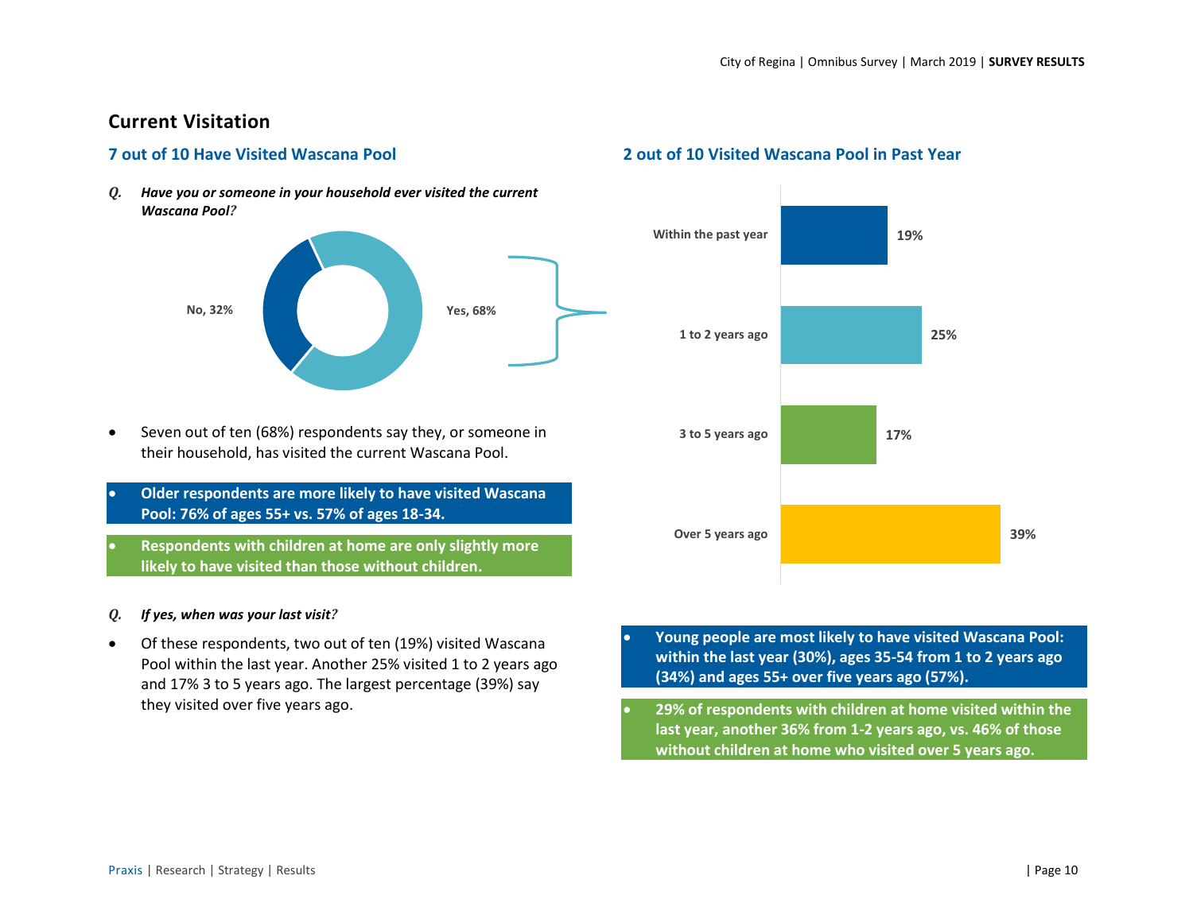## Current Visitation

### 7 out of 10 Have Visited Wascana Pool

***Q. Have you or someone in your household ever visited the current Wascana Pool?***

No, 32%

Yes, 68%

- Seven out of ten (68%) respondents say they, or someone in their household, has visited the current Wascana Pool.

- **Older respondents are more likely to have visited Wascana Pool: 76% of ages 55+ vs. 57% of ages 18-34.**

- **Respondents with children at home are only slightly more likely to have visited than those without children.**

***Q. If yes, when was your last visit?***

- Of these respondents, two out of ten (19%) visited Wascana Pool within the last year. Another 25% visited 1 to 2 years ago and 17% 3 to 5 years ago. The largest percentage (39%) say they visited over five years ago.

### 2 out of 10 Visited Wascana Pool in Past Year

| | |
|---|---|
| Within the past year | 19% |
| 1 to 2 years ago | 25% |
| 3 to 5 years ago | 17% |
| Over 5 years ago | 39% |

- **Young people are most likely to have visited Wascana Pool: within the last year (30%), ages 35-54 from 1 to 2 years ago (34%) and ages 55+ over five years ago (57%).**

- **29% of respondents with children at home visited within the last year, another 36% from 1-2 years ago, vs. 46% of those without children at home who visited over 5 years ago.**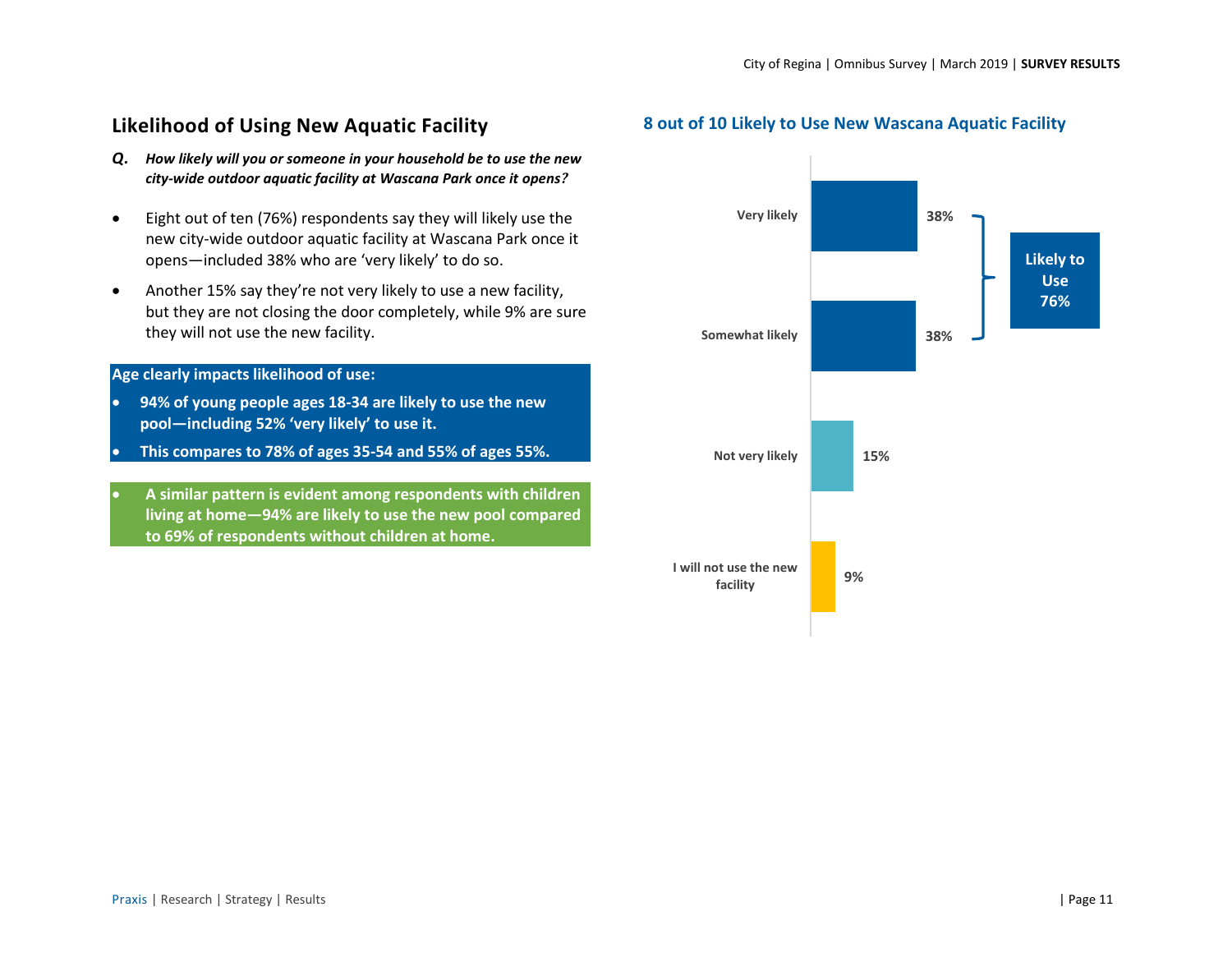## Likelihood of Using New Aquatic Facility

***Q. How likely will you or someone in your household be to use the new city-wide outdoor aquatic facility at Wascana Park once it opens?***

- Eight out of ten (76%) respondents say they will likely use the new city-wide outdoor aquatic facility at Wascana Park once it opens—included 38% who are 'very likely' to do so.
- Another 15% say they're not very likely to use a new facility, but they are not closing the door completely, while 9% are sure they will not use the new facility.

**Age clearly impacts likelihood of use:**

- **94% of young people ages 18-34 are likely to use the new pool—including 52% 'very likely' to use it.**
- **This compares to 78% of ages 35-54 and 55% of ages 55%.**

- **A similar pattern is evident among respondents with children living at home—94% are likely to use the new pool compared to 69% of respondents without children at home.**

### 8 out of 10 Likely to Use New Wascana Aquatic Facility

| Response | % |
|---|---|
| Very likely | 38% |
| Somewhat likely | 38% |
| Not very likely | 15% |
| I will not use the new facility | 9% |

Likely to Use 76%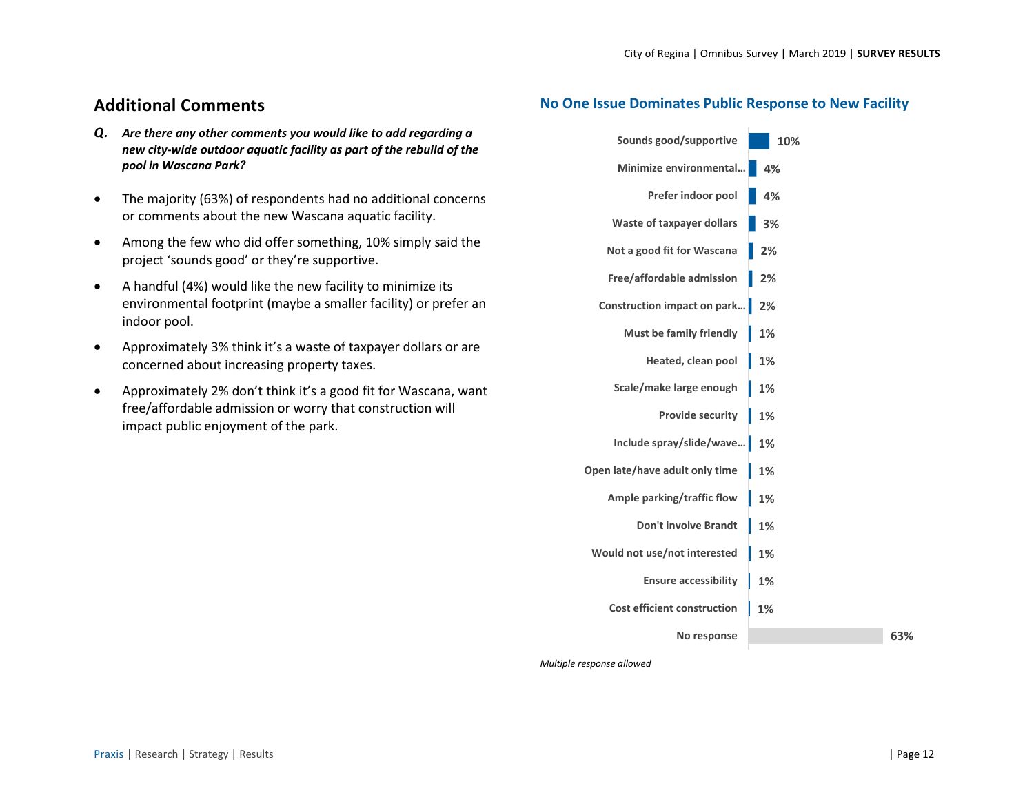## Additional Comments

***Q. Are there any other comments you would like to add regarding a new city-wide outdoor aquatic facility as part of the rebuild of the pool in Wascana Park?***

- The majority (63%) of respondents had no additional concerns or comments about the new Wascana aquatic facility.
- Among the few who did offer something, 10% simply said the project 'sounds good' or they're supportive.
- A handful (4%) would like the new facility to minimize its environmental footprint (maybe a smaller facility) or prefer an indoor pool.
- Approximately 3% think it's a waste of taxpayer dollars or are concerned about increasing property taxes.
- Approximately 2% don't think it's a good fit for Wascana, want free/affordable admission or worry that construction will impact public enjoyment of the park.

### No One Issue Dominates Public Response to New Facility

| Response | % |
|---|---|
| Sounds good/supportive | 10% |
| Minimize environmental… | 4% |
| Prefer indoor pool | 4% |
| Waste of taxpayer dollars | 3% |
| Not a good fit for Wascana | 2% |
| Free/affordable admission | 2% |
| Construction impact on park… | 2% |
| Must be family friendly | 1% |
| Heated, clean pool | 1% |
| Scale/make large enough | 1% |
| Provide security | 1% |
| Include spray/slide/wave… | 1% |
| Open late/have adult only time | 1% |
| Ample parking/traffic flow | 1% |
| Don't involve Brandt | 1% |
| Would not use/not interested | 1% |
| Ensure accessibility | 1% |
| Cost efficient construction | 1% |
| No response | 63% |

*Multiple response allowed*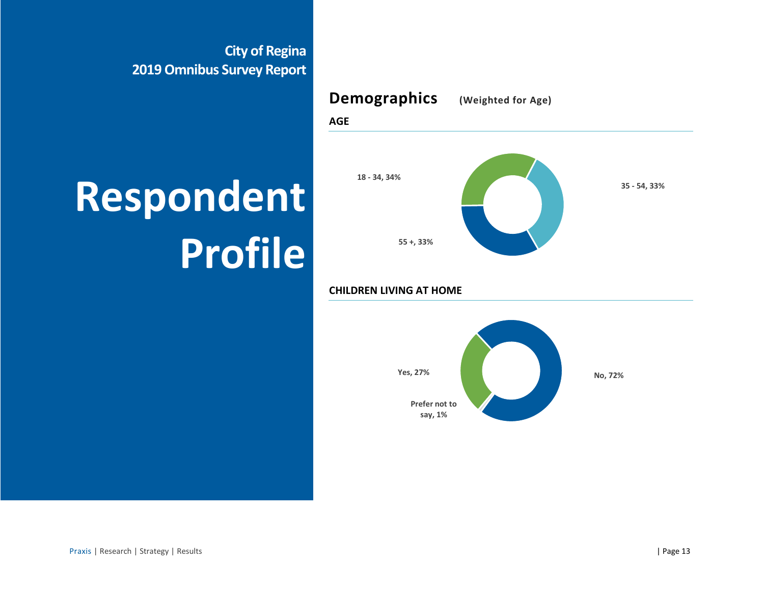City of Regina
2019 Omnibus Survey Report

# Respondent Profile

## Demographics (Weighted for Age)

### AGE

18 - 34, 34%

35 - 54, 33%

55 +, 33%

### CHILDREN LIVING AT HOME

Yes, 27%

No, 72%

Prefer not to say, 1%